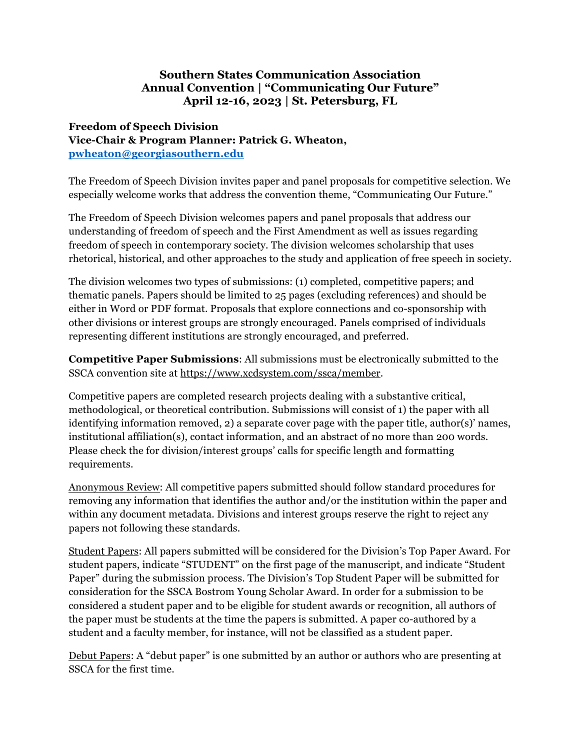# Southern States Communication Association
# Annual Convention | "Communicating Our Future"
# April 12-16, 2023 | St. Petersburg, FL

**Freedom of Speech Division**
**Vice-Chair & Program Planner: Patrick G. Wheaton,**
**pwheaton@georgiasouthern.edu**

The Freedom of Speech Division invites paper and panel proposals for competitive selection. We especially welcome works that address the convention theme, "Communicating Our Future."

The Freedom of Speech Division welcomes papers and panel proposals that address our understanding of freedom of speech and the First Amendment as well as issues regarding freedom of speech in contemporary society. The division welcomes scholarship that uses rhetorical, historical, and other approaches to the study and application of free speech in society.

The division welcomes two types of submissions: (1) completed, competitive papers; and thematic panels. Papers should be limited to 25 pages (excluding references) and should be either in Word or PDF format. Proposals that explore connections and co-sponsorship with other divisions or interest groups are strongly encouraged. Panels comprised of individuals representing different institutions are strongly encouraged, and preferred.

**Competitive Paper Submissions**: All submissions must be electronically submitted to the SSCA convention site at https://www.xcdsystem.com/ssca/member.

Competitive papers are completed research projects dealing with a substantive critical, methodological, or theoretical contribution. Submissions will consist of 1) the paper with all identifying information removed, 2) a separate cover page with the paper title, author(s)' names, institutional affiliation(s), contact information, and an abstract of no more than 200 words. Please check the for division/interest groups' calls for specific length and formatting requirements.

Anonymous Review: All competitive papers submitted should follow standard procedures for removing any information that identifies the author and/or the institution within the paper and within any document metadata. Divisions and interest groups reserve the right to reject any papers not following these standards.

Student Papers: All papers submitted will be considered for the Division's Top Paper Award. For student papers, indicate "STUDENT" on the first page of the manuscript, and indicate "Student Paper" during the submission process. The Division's Top Student Paper will be submitted for consideration for the SSCA Bostrom Young Scholar Award. In order for a submission to be considered a student paper and to be eligible for student awards or recognition, all authors of the paper must be students at the time the papers is submitted. A paper co-authored by a student and a faculty member, for instance, will not be classified as a student paper.

Debut Papers: A "debut paper" is one submitted by an author or authors who are presenting at SSCA for the first time.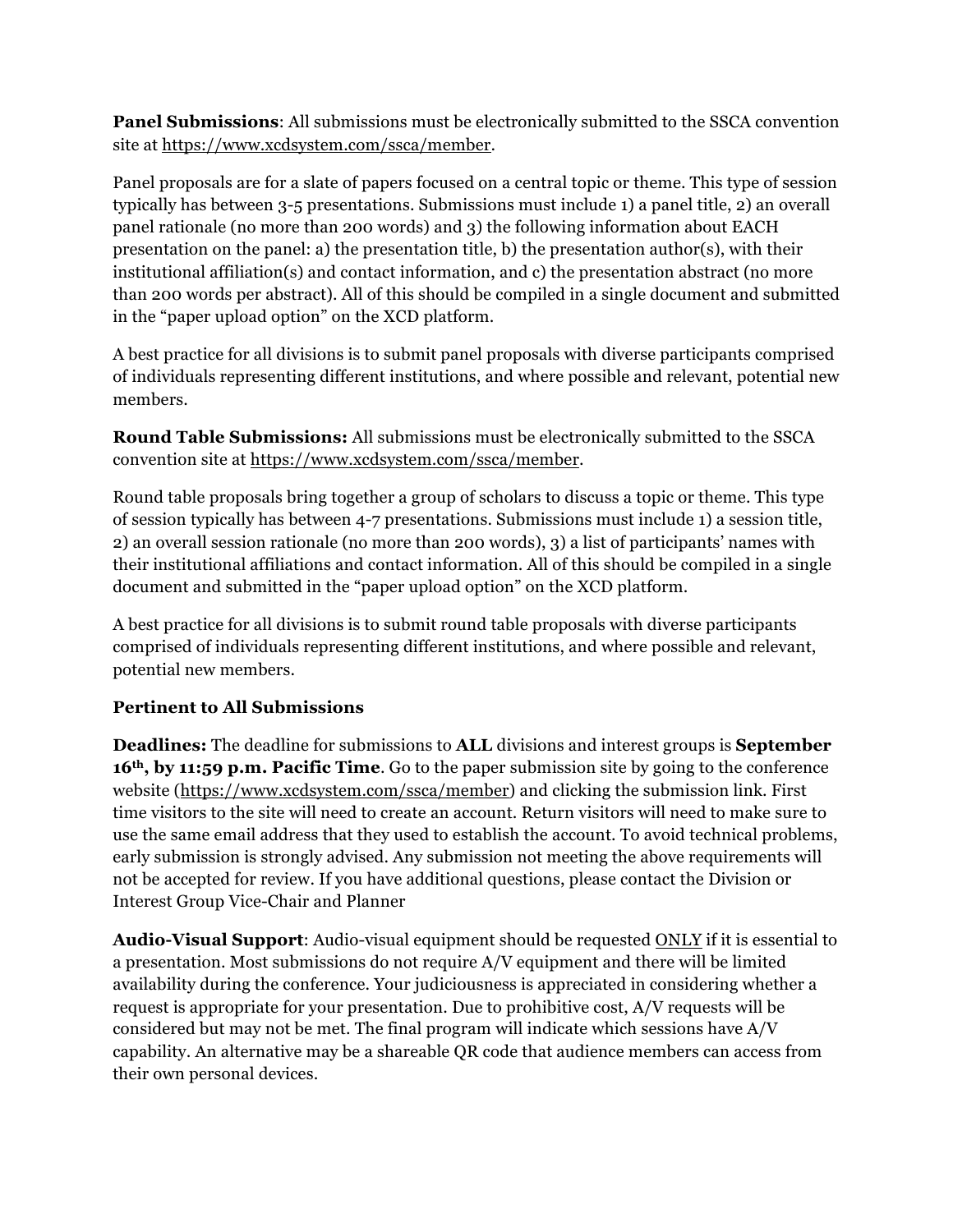**Panel Submissions**: All submissions must be electronically submitted to the SSCA convention site at https://www.xcdsystem.com/ssca/member.

Panel proposals are for a slate of papers focused on a central topic or theme. This type of session typically has between 3-5 presentations. Submissions must include 1) a panel title, 2) an overall panel rationale (no more than 200 words) and 3) the following information about EACH presentation on the panel: a) the presentation title, b) the presentation author(s), with their institutional affiliation(s) and contact information, and c) the presentation abstract (no more than 200 words per abstract). All of this should be compiled in a single document and submitted in the "paper upload option" on the XCD platform.

A best practice for all divisions is to submit panel proposals with diverse participants comprised of individuals representing different institutions, and where possible and relevant, potential new members.

**Round Table Submissions:** All submissions must be electronically submitted to the SSCA convention site at https://www.xcdsystem.com/ssca/member.

Round table proposals bring together a group of scholars to discuss a topic or theme. This type of session typically has between 4-7 presentations. Submissions must include 1) a session title, 2) an overall session rationale (no more than 200 words), 3) a list of participants' names with their institutional affiliations and contact information. All of this should be compiled in a single document and submitted in the "paper upload option" on the XCD platform.

A best practice for all divisions is to submit round table proposals with diverse participants comprised of individuals representing different institutions, and where possible and relevant, potential new members.

### Pertinent to All Submissions

**Deadlines:** The deadline for submissions to **ALL** divisions and interest groups is **September 16th, by 11:59 p.m. Pacific Time**. Go to the paper submission site by going to the conference website (https://www.xcdsystem.com/ssca/member) and clicking the submission link. First time visitors to the site will need to create an account. Return visitors will need to make sure to use the same email address that they used to establish the account. To avoid technical problems, early submission is strongly advised. Any submission not meeting the above requirements will not be accepted for review. If you have additional questions, please contact the Division or Interest Group Vice-Chair and Planner

**Audio-Visual Support**: Audio-visual equipment should be requested ONLY if it is essential to a presentation. Most submissions do not require A/V equipment and there will be limited availability during the conference. Your judiciousness is appreciated in considering whether a request is appropriate for your presentation. Due to prohibitive cost, A/V requests will be considered but may not be met. The final program will indicate which sessions have A/V capability. An alternative may be a shareable QR code that audience members can access from their own personal devices.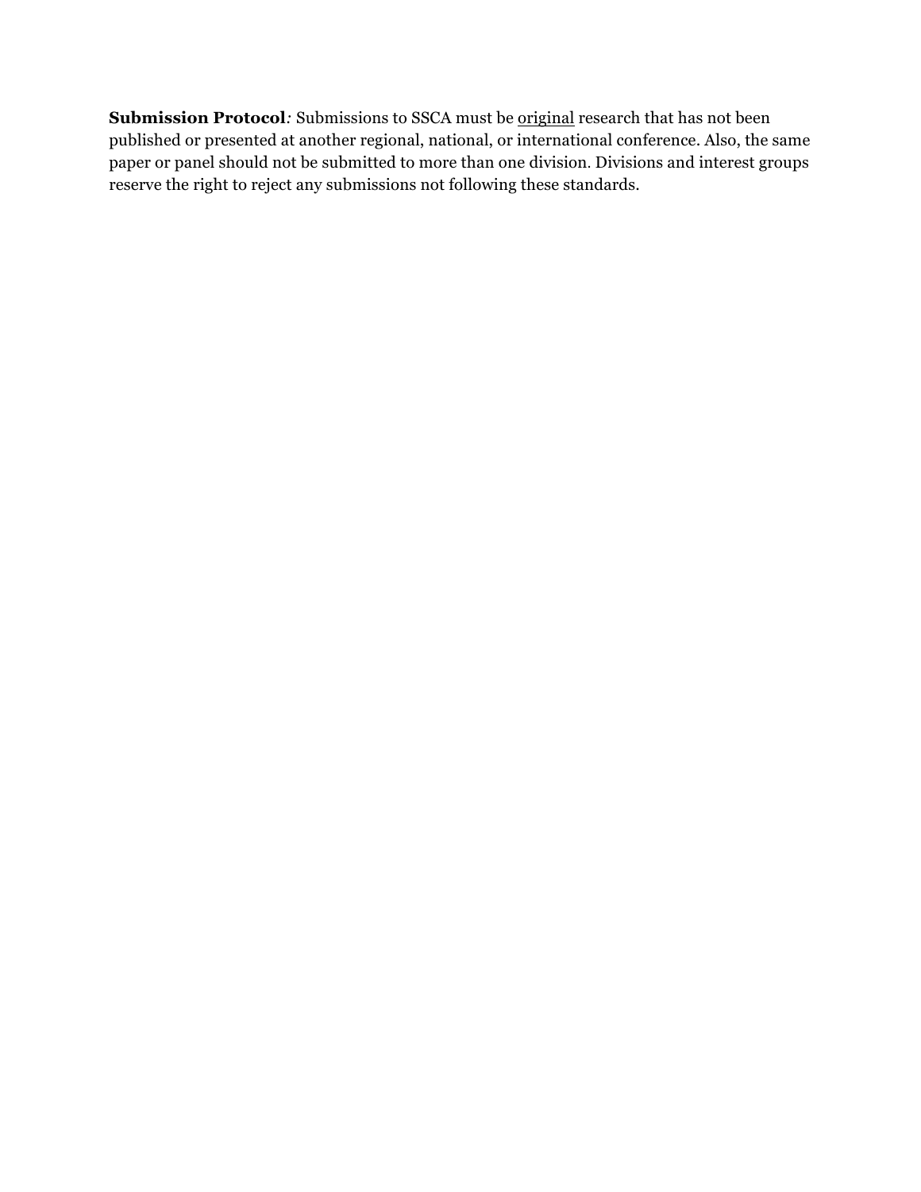**Submission Protocol***:* Submissions to SSCA must be <u>original</u> research that has not been published or presented at another regional, national, or international conference. Also, the same paper or panel should not be submitted to more than one division. Divisions and interest groups reserve the right to reject any submissions not following these standards.